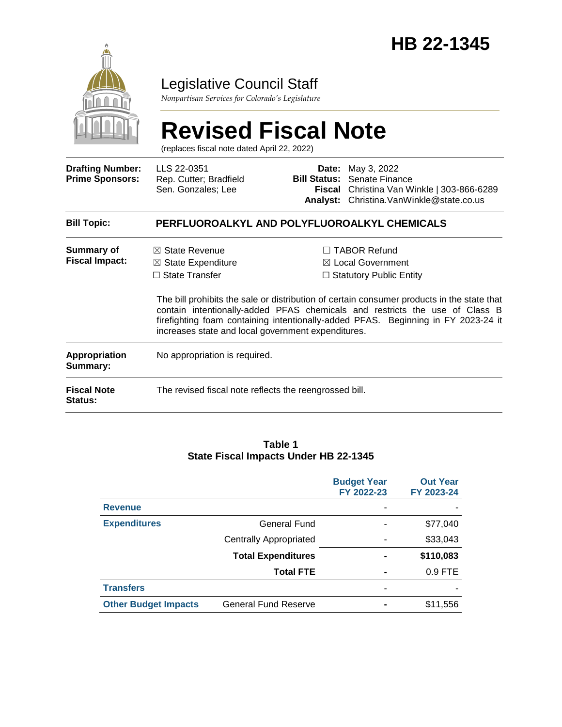# HB 22-1345

Legislative Council Staff

*Nonpartisan Services for Colorado's Legislature*

# Revised Fiscal Note

(replaces fiscal note dated April 22, 2022)

| | | | |
|---|---|---|---|
| **Drafting Number:** | LLS 22-0351 | **Date:** | May 3, 2022 |
| **Prime Sponsors:** | Rep. Cutter; Bradfield<br>Sen. Gonzales; Lee | **Bill Status:** | Senate Finance |
| | | **Fiscal Analyst:** | Christina Van Winkle \| 303-866-6289<br>Christina.VanWinkle@state.co.us |

**Bill Topic:** **PERFLUOROALKYL AND POLYFLUOROALKYL CHEMICALS**

**Summary of Fiscal Impact:**

- ☒ State Revenue
- ☒ State Expenditure
- ☐ State Transfer
- ☐ TABOR Refund
- ☒ Local Government
- ☐ Statutory Public Entity

The bill prohibits the sale or distribution of certain consumer products in the state that contain intentionally-added PFAS chemicals and restricts the use of Class B firefighting foam containing intentionally-added PFAS. Beginning in FY 2023-24 it increases state and local government expenditures.

**Appropriation Summary:** No appropriation is required.

**Fiscal Note Status:** The revised fiscal note reflects the reengrossed bill.

**Table 1**
**State Fiscal Impacts Under HB 22-1345**

| | | Budget Year FY 2022-23 | Out Year FY 2023-24 |
|---|---|---|---|
| **Revenue** | | - | - |
| **Expenditures** | General Fund | - | $77,040 |
| | Centrally Appropriated | - | $33,043 |
| | **Total Expenditures** | **-** | **$110,083** |
| | **Total FTE** | **-** | 0.9 FTE |
| **Transfers** | | - | - |
| **Other Budget Impacts** | General Fund Reserve | **-** | $11,556 |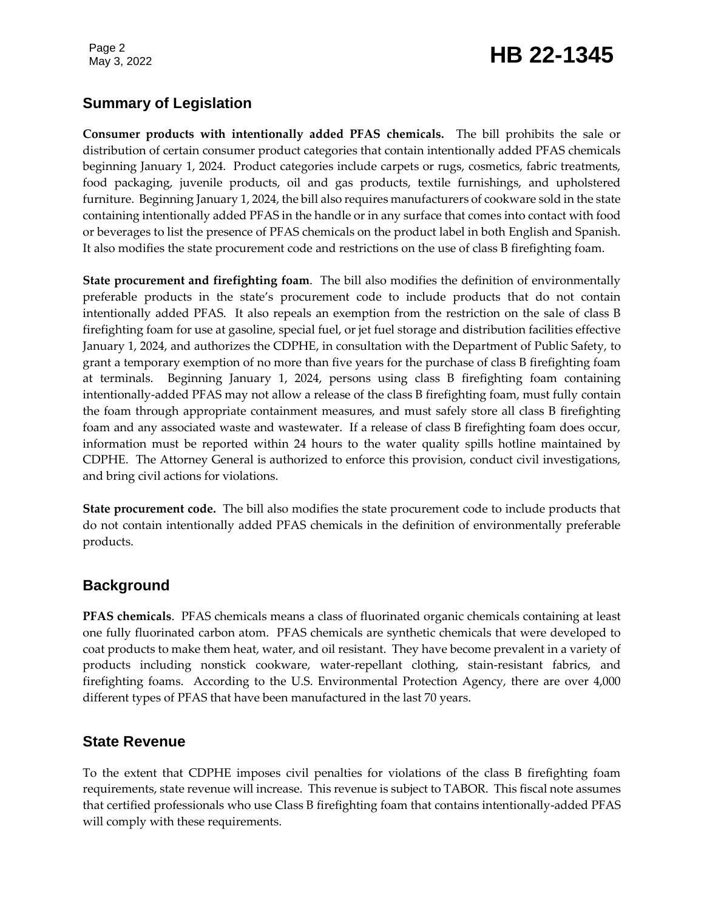## Summary of Legislation

**Consumer products with intentionally added PFAS chemicals.** The bill prohibits the sale or distribution of certain consumer product categories that contain intentionally added PFAS chemicals beginning January 1, 2024. Product categories include carpets or rugs, cosmetics, fabric treatments, food packaging, juvenile products, oil and gas products, textile furnishings, and upholstered furniture. Beginning January 1, 2024, the bill also requires manufacturers of cookware sold in the state containing intentionally added PFAS in the handle or in any surface that comes into contact with food or beverages to list the presence of PFAS chemicals on the product label in both English and Spanish. It also modifies the state procurement code and restrictions on the use of class B firefighting foam.

**State procurement and firefighting foam**. The bill also modifies the definition of environmentally preferable products in the state's procurement code to include products that do not contain intentionally added PFAS. It also repeals an exemption from the restriction on the sale of class B firefighting foam for use at gasoline, special fuel, or jet fuel storage and distribution facilities effective January 1, 2024, and authorizes the CDPHE, in consultation with the Department of Public Safety, to grant a temporary exemption of no more than five years for the purchase of class B firefighting foam at terminals. Beginning January 1, 2024, persons using class B firefighting foam containing intentionally-added PFAS may not allow a release of the class B firefighting foam, must fully contain the foam through appropriate containment measures, and must safely store all class B firefighting foam and any associated waste and wastewater. If a release of class B firefighting foam does occur, information must be reported within 24 hours to the water quality spills hotline maintained by CDPHE. The Attorney General is authorized to enforce this provision, conduct civil investigations, and bring civil actions for violations.

**State procurement code.** The bill also modifies the state procurement code to include products that do not contain intentionally added PFAS chemicals in the definition of environmentally preferable products.

## Background

**PFAS chemicals**. PFAS chemicals means a class of fluorinated organic chemicals containing at least one fully fluorinated carbon atom. PFAS chemicals are synthetic chemicals that were developed to coat products to make them heat, water, and oil resistant. They have become prevalent in a variety of products including nonstick cookware, water-repellant clothing, stain-resistant fabrics, and firefighting foams. According to the U.S. Environmental Protection Agency, there are over 4,000 different types of PFAS that have been manufactured in the last 70 years.

## State Revenue

To the extent that CDPHE imposes civil penalties for violations of the class B firefighting foam requirements, state revenue will increase. This revenue is subject to TABOR. This fiscal note assumes that certified professionals who use Class B firefighting foam that contains intentionally-added PFAS will comply with these requirements.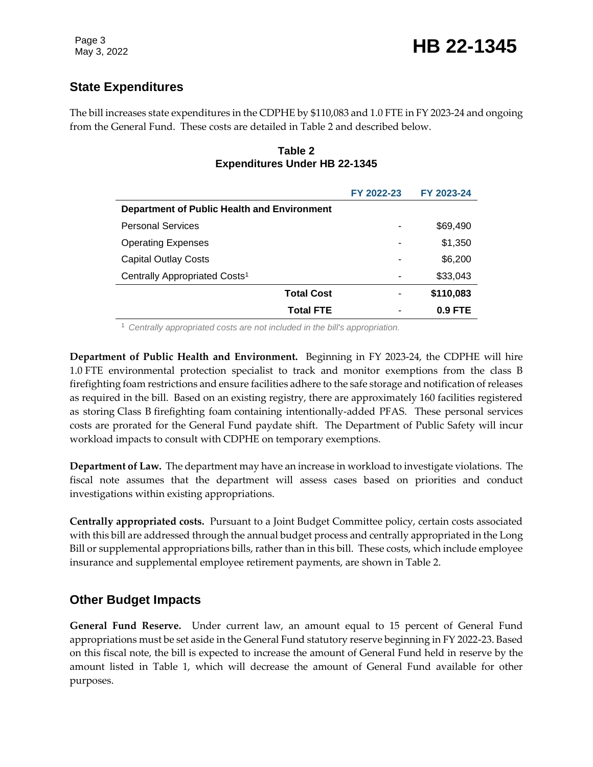## State Expenditures

The bill increases state expenditures in the CDPHE by $110,083 and 1.0 FTE in FY 2023-24 and ongoing from the General Fund. These costs are detailed in Table 2 and described below.

**Table 2**
**Expenditures Under HB 22-1345**

| | FY 2022-23 | FY 2023-24 |
|---|---|---|
| **Department of Public Health and Environment** | | |
| Personal Services | - | $69,490 |
| Operating Expenses | - | $1,350 |
| Capital Outlay Costs | - | $6,200 |
| Centrally Appropriated Costs[1] | - | $33,043 |
| **Total Cost** | - | **$110,083** |
| **Total FTE** | - | **0.9 FTE** |

[1] *Centrally appropriated costs are not included in the bill's appropriation.*

**Department of Public Health and Environment.** Beginning in FY 2023-24, the CDPHE will hire 1.0 FTE environmental protection specialist to track and monitor exemptions from the class B firefighting foam restrictions and ensure facilities adhere to the safe storage and notification of releases as required in the bill. Based on an existing registry, there are approximately 160 facilities registered as storing Class B firefighting foam containing intentionally-added PFAS. These personal services costs are prorated for the General Fund paydate shift. The Department of Public Safety will incur workload impacts to consult with CDPHE on temporary exemptions.

**Department of Law.** The department may have an increase in workload to investigate violations. The fiscal note assumes that the department will assess cases based on priorities and conduct investigations within existing appropriations.

**Centrally appropriated costs.** Pursuant to a Joint Budget Committee policy, certain costs associated with this bill are addressed through the annual budget process and centrally appropriated in the Long Bill or supplemental appropriations bills, rather than in this bill. These costs, which include employee insurance and supplemental employee retirement payments, are shown in Table 2.

## Other Budget Impacts

**General Fund Reserve.** Under current law, an amount equal to 15 percent of General Fund appropriations must be set aside in the General Fund statutory reserve beginning in FY 2022-23. Based on this fiscal note, the bill is expected to increase the amount of General Fund held in reserve by the amount listed in Table 1, which will decrease the amount of General Fund available for other purposes.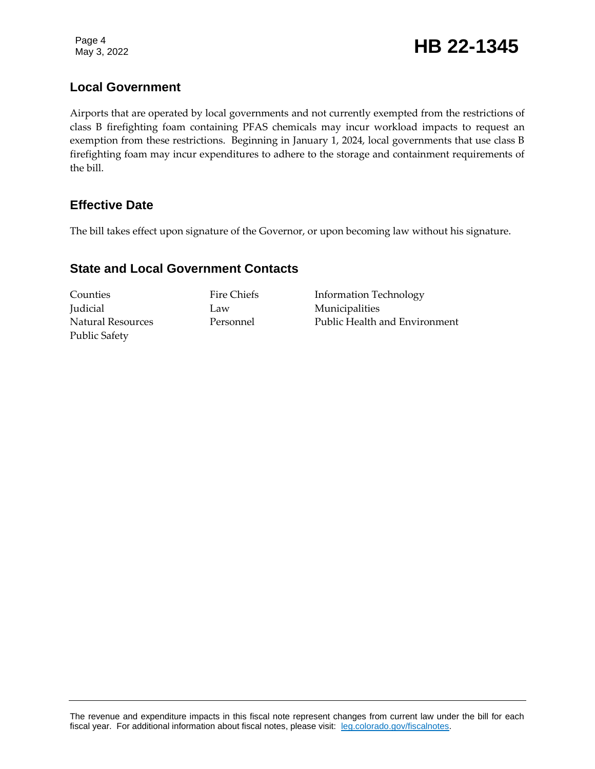## Local Government

Airports that are operated by local governments and not currently exempted from the restrictions of class B firefighting foam containing PFAS chemicals may incur workload impacts to request an exemption from these restrictions. Beginning in January 1, 2024, local governments that use class B firefighting foam may incur expenditures to adhere to the storage and containment requirements of the bill.

## Effective Date

The bill takes effect upon signature of the Governor, or upon becoming law without his signature.

## State and Local Government Contacts

| | | |
|---|---|---|
| Counties | Fire Chiefs | Information Technology |
| Judicial | Law | Municipalities |
| Natural Resources | Personnel | Public Health and Environment |
| Public Safety | | |

The revenue and expenditure impacts in this fiscal note represent changes from current law under the bill for each fiscal year. For additional information about fiscal notes, please visit: leg.colorado.gov/fiscalnotes.